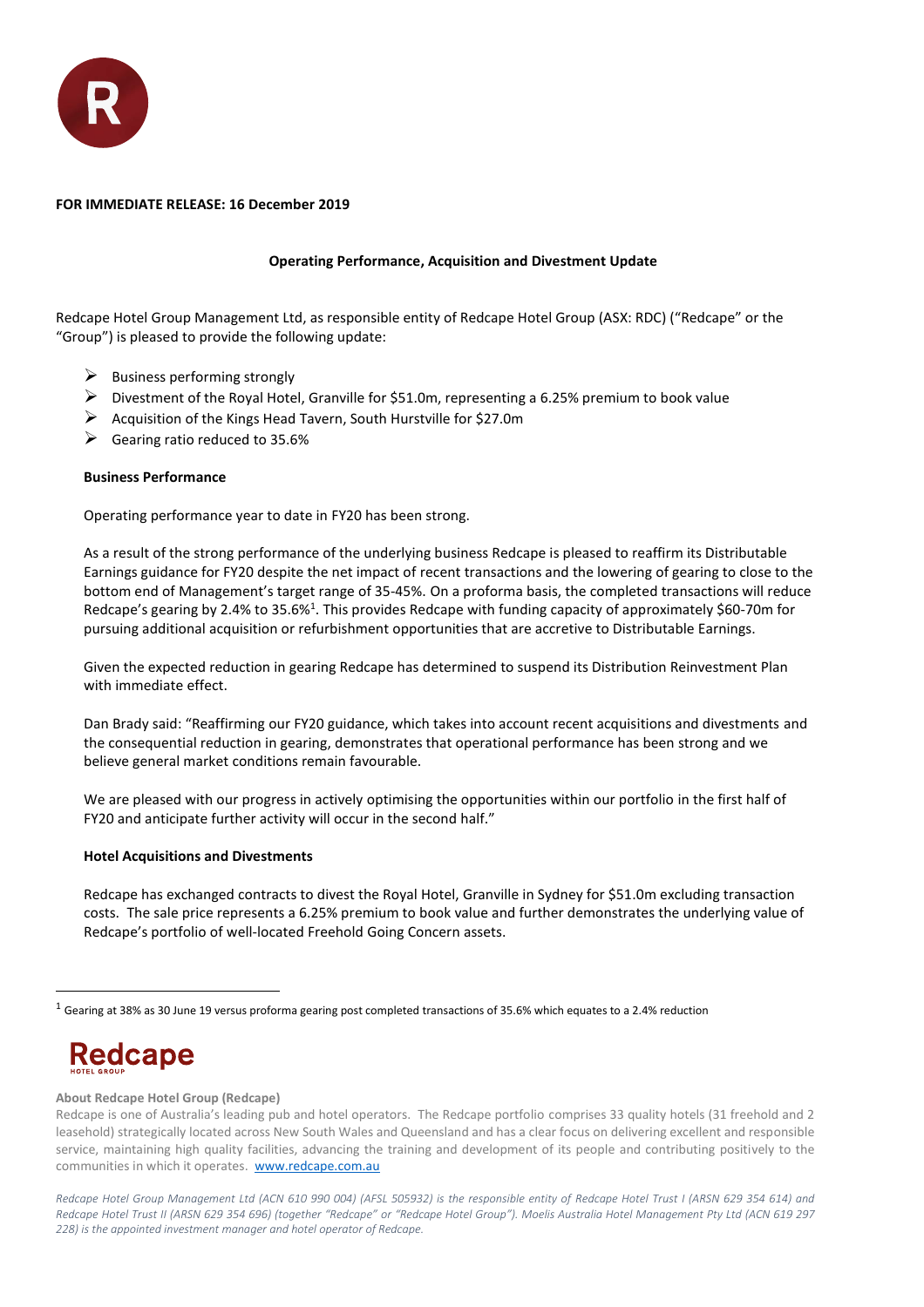**FOR IMMEDIATE RELEASE: 16 December 2019**

**Operating Performance, Acquisition and Divestment Update**

Redcape Hotel Group Management Ltd, as responsible entity of Redcape Hotel Group (ASX: RDC) ("Redcape" or the "Group") is pleased to provide the following update:

- Business performing strongly
- Divestment of the Royal Hotel, Granville for $51.0m, representing a 6.25% premium to book value
- Acquisition of the Kings Head Tavern, South Hurstville for $27.0m
- Gearing ratio reduced to 35.6%

**Business Performance**

Operating performance year to date in FY20 has been strong.

As a result of the strong performance of the underlying business Redcape is pleased to reaffirm its Distributable Earnings guidance for FY20 despite the net impact of recent transactions and the lowering of gearing to close to the bottom end of Management's target range of 35-45%. On a proforma basis, the completed transactions will reduce Redcape's gearing by 2.4% to 35.6%[1]. This provides Redcape with funding capacity of approximately $60-70m for pursuing additional acquisition or refurbishment opportunities that are accretive to Distributable Earnings.

Given the expected reduction in gearing Redcape has determined to suspend its Distribution Reinvestment Plan with immediate effect.

Dan Brady said: "Reaffirming our FY20 guidance, which takes into account recent acquisitions and divestments and the consequential reduction in gearing, demonstrates that operational performance has been strong and we believe general market conditions remain favourable.

We are pleased with our progress in actively optimising the opportunities within our portfolio in the first half of FY20 and anticipate further activity will occur in the second half."

**Hotel Acquisitions and Divestments**

Redcape has exchanged contracts to divest the Royal Hotel, Granville in Sydney for $51.0m excluding transaction costs. The sale price represents a 6.25% premium to book value and further demonstrates the underlying value of Redcape's portfolio of well-located Freehold Going Concern assets.

---

[1] Gearing at 38% as 30 June 19 versus proforma gearing post completed transactions of 35.6% which equates to a 2.4% reduction

**About Redcape Hotel Group (Redcape)**

Redcape is one of Australia's leading pub and hotel operators. The Redcape portfolio comprises 33 quality hotels (31 freehold and 2 leasehold) strategically located across New South Wales and Queensland and has a clear focus on delivering excellent and responsible service, maintaining high quality facilities, advancing the training and development of its people and contributing positively to the communities in which it operates. www.redcape.com.au

*Redcape Hotel Group Management Ltd (ACN 610 990 004) (AFSL 505932) is the responsible entity of Redcape Hotel Trust I (ARSN 629 354 614) and Redcape Hotel Trust II (ARSN 629 354 696) (together "Redcape" or "Redcape Hotel Group"). Moelis Australia Hotel Management Pty Ltd (ACN 619 297 228) is the appointed investment manager and hotel operator of Redcape.*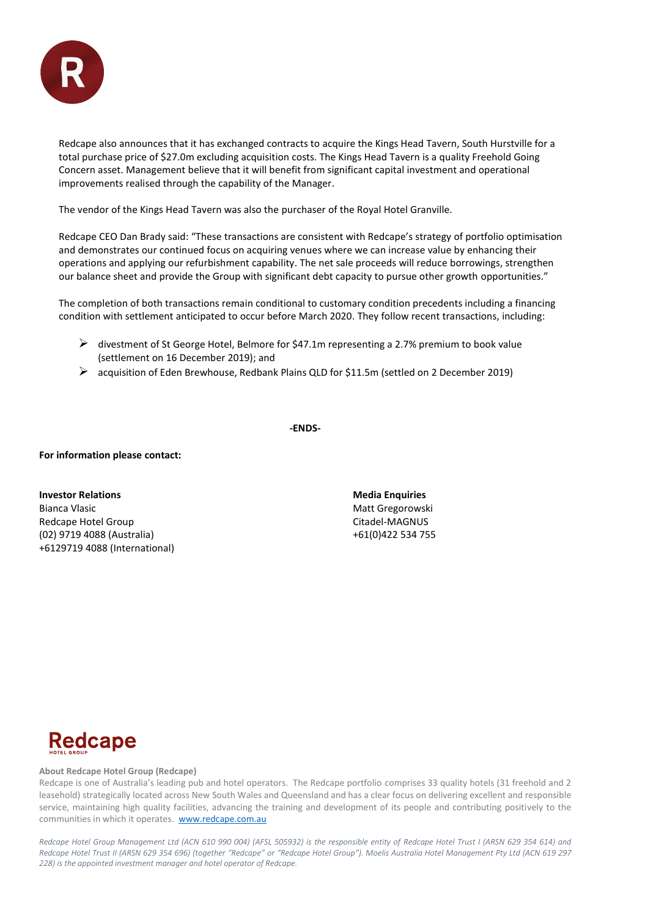Redcape also announces that it has exchanged contracts to acquire the Kings Head Tavern, South Hurstville for a total purchase price of $27.0m excluding acquisition costs. The Kings Head Tavern is a quality Freehold Going Concern asset. Management believe that it will benefit from significant capital investment and operational improvements realised through the capability of the Manager.

The vendor of the Kings Head Tavern was also the purchaser of the Royal Hotel Granville.

Redcape CEO Dan Brady said: "These transactions are consistent with Redcape's strategy of portfolio optimisation and demonstrates our continued focus on acquiring venues where we can increase value by enhancing their operations and applying our refurbishment capability. The net sale proceeds will reduce borrowings, strengthen our balance sheet and provide the Group with significant debt capacity to pursue other growth opportunities."

The completion of both transactions remain conditional to customary condition precedents including a financing condition with settlement anticipated to occur before March 2020. They follow recent transactions, including:

- divestment of St George Hotel, Belmore for $47.1m representing a 2.7% premium to book value (settlement on 16 December 2019); and
- acquisition of Eden Brewhouse, Redbank Plains QLD for $11.5m (settled on 2 December 2019)

**-ENDS-**

**For information please contact:**

**Investor Relations**
Bianca Vlasic
Redcape Hotel Group
(02) 9719 4088 (Australia)
+6129719 4088 (International)

**Media Enquiries**
Matt Gregorowski
Citadel-MAGNUS
+61(0)422 534 755

**About Redcape Hotel Group (Redcape)**

Redcape is one of Australia's leading pub and hotel operators. The Redcape portfolio comprises 33 quality hotels (31 freehold and 2 leasehold) strategically located across New South Wales and Queensland and has a clear focus on delivering excellent and responsible service, maintaining high quality facilities, advancing the training and development of its people and contributing positively to the communities in which it operates. www.redcape.com.au

*Redcape Hotel Group Management Ltd (ACN 610 990 004) (AFSL 505932) is the responsible entity of Redcape Hotel Trust I (ARSN 629 354 614) and Redcape Hotel Trust II (ARSN 629 354 696) (together "Redcape" or "Redcape Hotel Group"). Moelis Australia Hotel Management Pty Ltd (ACN 619 297 228) is the appointed investment manager and hotel operator of Redcape.*